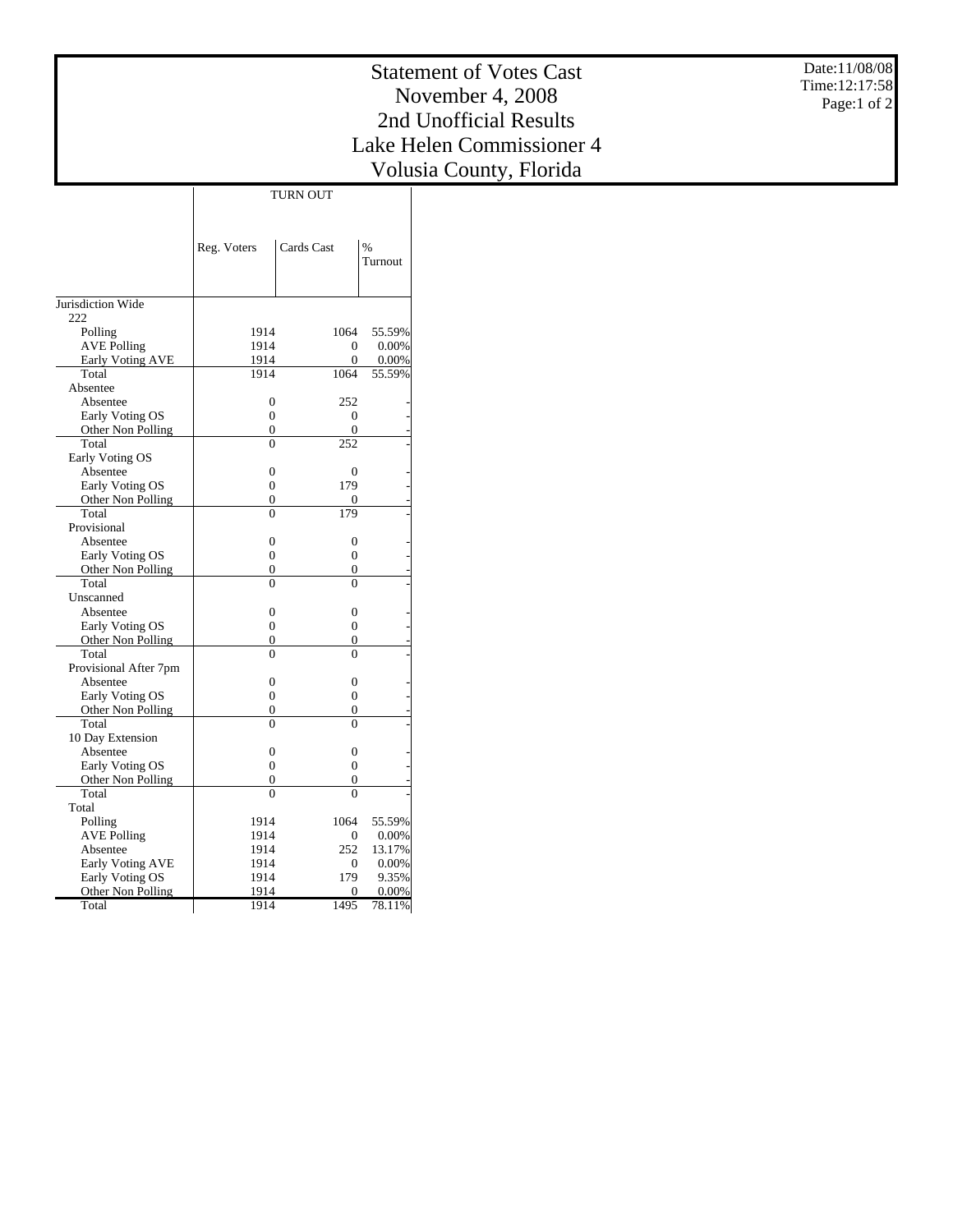# Statement of Votes Cast
## November 4, 2008
## 2nd Unofficial Results
## Lake Helen Commissioner 4
## Volusia County, Florida

Date:11/08/08
Time:12:17:58

| | TURN OUT | | |
|---|---|---|---|
| | Reg. Voters | Cards Cast | % Turnout |
| Jurisdiction Wide | | | |
| 222 | | | |
| Polling | 1914 | 1064 | 55.59% |
| AVE Polling | 1914 | 0 | 0.00% |
| Early Voting AVE | 1914 | 0 | 0.00% |
| Total | 1914 | 1064 | 55.59% |
| Absentee | | | |
| Absentee | 0 | 252 | - |
| Early Voting OS | 0 | 0 | - |
| Other Non Polling | 0 | 0 | - |
| Total | 0 | 252 | - |
| Early Voting OS | | | |
| Absentee | 0 | 0 | - |
| Early Voting OS | 0 | 179 | - |
| Other Non Polling | 0 | 0 | - |
| Total | 0 | 179 | - |
| Provisional | | | |
| Absentee | 0 | 0 | - |
| Early Voting OS | 0 | 0 | - |
| Other Non Polling | 0 | 0 | - |
| Total | 0 | 0 | - |
| Unscanned | | | |
| Absentee | 0 | 0 | - |
| Early Voting OS | 0 | 0 | - |
| Other Non Polling | 0 | 0 | - |
| Total | 0 | 0 | - |
| Provisional After 7pm | | | |
| Absentee | 0 | 0 | - |
| Early Voting OS | 0 | 0 | - |
| Other Non Polling | 0 | 0 | - |
| Total | 0 | 0 | - |
| 10 Day Extension | | | |
| Absentee | 0 | 0 | - |
| Early Voting OS | 0 | 0 | - |
| Other Non Polling | 0 | 0 | - |
| Total | 0 | 0 | - |
| Total | | | |
| Polling | 1914 | 1064 | 55.59% |
| AVE Polling | 1914 | 0 | 0.00% |
| Absentee | 1914 | 252 | 13.17% |
| Early Voting AVE | 1914 | 0 | 0.00% |
| Early Voting OS | 1914 | 179 | 9.35% |
| Other Non Polling | 1914 | 0 | 0.00% |
| Total | 1914 | 1495 | 78.11% |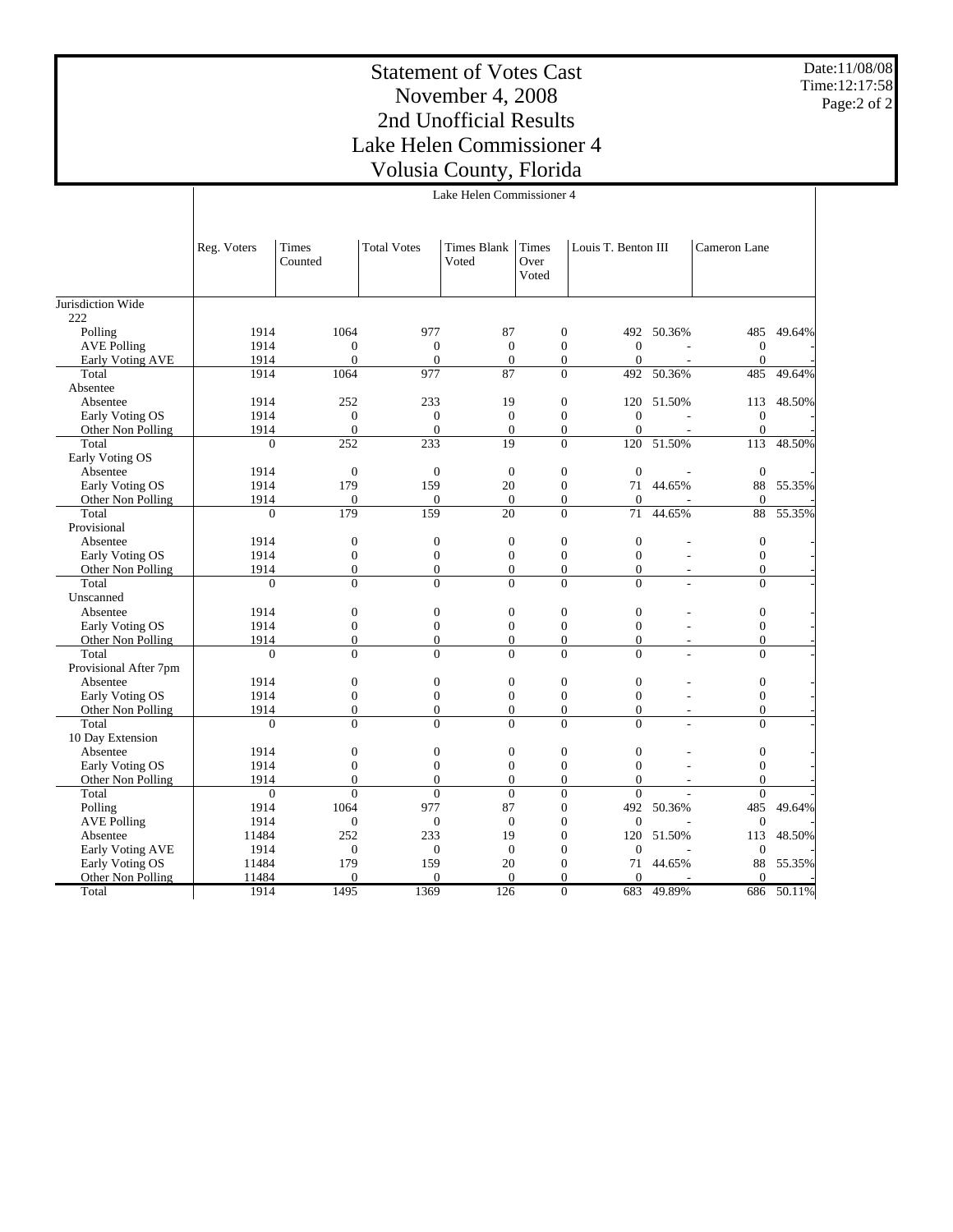# Statement of Votes Cast
# November 4, 2008
# 2nd Unofficial Results
# Lake Helen Commissioner 4
# Volusia County, Florida

Date:11/08/08
Time:12:17:58

| | Lake Helen Commissioner 4 | | | | | | | | |
|---|---|---|---|---|---|---|---|---|---|
| | Reg. Voters | Times Counted | Total Votes | Times Blank Voted | Times Over Voted | Louis T. Benton III | | Cameron Lane | |
| Jurisdiction Wide | | | | | | | | | |
| 222 | | | | | | | | | |
| Polling | 1914 | 1064 | 977 | 87 | 0 | 492 | 50.36% | 485 | 49.64% |
| AVE Polling | 1914 | 0 | 0 | 0 | 0 | 0 | - | 0 | - |
| Early Voting AVE | 1914 | 0 | 0 | 0 | 0 | 0 | - | 0 | - |
| Total | 1914 | 1064 | 977 | 87 | 0 | 492 | 50.36% | 485 | 49.64% |
| Absentee | | | | | | | | | |
| Absentee | 1914 | 252 | 233 | 19 | 0 | 120 | 51.50% | 113 | 48.50% |
| Early Voting OS | 1914 | 0 | 0 | 0 | 0 | 0 | - | 0 | - |
| Other Non Polling | 1914 | 0 | 0 | 0 | 0 | 0 | - | 0 | - |
| Total | 0 | 252 | 233 | 19 | 0 | 120 | 51.50% | 113 | 48.50% |
| Early Voting OS | | | | | | | | | |
| Absentee | 1914 | 0 | 0 | 0 | 0 | 0 | - | 0 | - |
| Early Voting OS | 1914 | 179 | 159 | 20 | 0 | 71 | 44.65% | 88 | 55.35% |
| Other Non Polling | 1914 | 0 | 0 | 0 | 0 | 0 | - | 0 | - |
| Total | 0 | 179 | 159 | 20 | 0 | 71 | 44.65% | 88 | 55.35% |
| Provisional | | | | | | | | | |
| Absentee | 1914 | 0 | 0 | 0 | 0 | 0 | - | 0 | - |
| Early Voting OS | 1914 | 0 | 0 | 0 | 0 | 0 | - | 0 | - |
| Other Non Polling | 1914 | 0 | 0 | 0 | 0 | 0 | - | 0 | - |
| Total | 0 | 0 | 0 | 0 | 0 | 0 | - | 0 | - |
| Unscanned | | | | | | | | | |
| Absentee | 1914 | 0 | 0 | 0 | 0 | 0 | - | 0 | - |
| Early Voting OS | 1914 | 0 | 0 | 0 | 0 | 0 | - | 0 | - |
| Other Non Polling | 1914 | 0 | 0 | 0 | 0 | 0 | - | 0 | - |
| Total | 0 | 0 | 0 | 0 | 0 | 0 | - | 0 | - |
| Provisional After 7pm | | | | | | | | | |
| Absentee | 1914 | 0 | 0 | 0 | 0 | 0 | - | 0 | - |
| Early Voting OS | 1914 | 0 | 0 | 0 | 0 | 0 | - | 0 | - |
| Other Non Polling | 1914 | 0 | 0 | 0 | 0 | 0 | - | 0 | - |
| Total | 0 | 0 | 0 | 0 | 0 | 0 | - | 0 | - |
| 10 Day Extension | | | | | | | | | |
| Absentee | 1914 | 0 | 0 | 0 | 0 | 0 | - | 0 | - |
| Early Voting OS | 1914 | 0 | 0 | 0 | 0 | 0 | - | 0 | - |
| Other Non Polling | 1914 | 0 | 0 | 0 | 0 | 0 | - | 0 | - |
| Total | 0 | 0 | 0 | 0 | 0 | 0 | - | 0 | - |
| Polling | 1914 | 1064 | 977 | 87 | 0 | 492 | 50.36% | 485 | 49.64% |
| AVE Polling | 1914 | 0 | 0 | 0 | 0 | 0 | - | 0 | - |
| Absentee | 11484 | 252 | 233 | 19 | 0 | 120 | 51.50% | 113 | 48.50% |
| Early Voting AVE | 1914 | 0 | 0 | 0 | 0 | 0 | - | 0 | - |
| Early Voting OS | 11484 | 179 | 159 | 20 | 0 | 71 | 44.65% | 88 | 55.35% |
| Other Non Polling | 11484 | 0 | 0 | 0 | 0 | 0 | - | 0 | - |
| Total | 1914 | 1495 | 1369 | 126 | 0 | 683 | 49.89% | 686 | 50.11% |